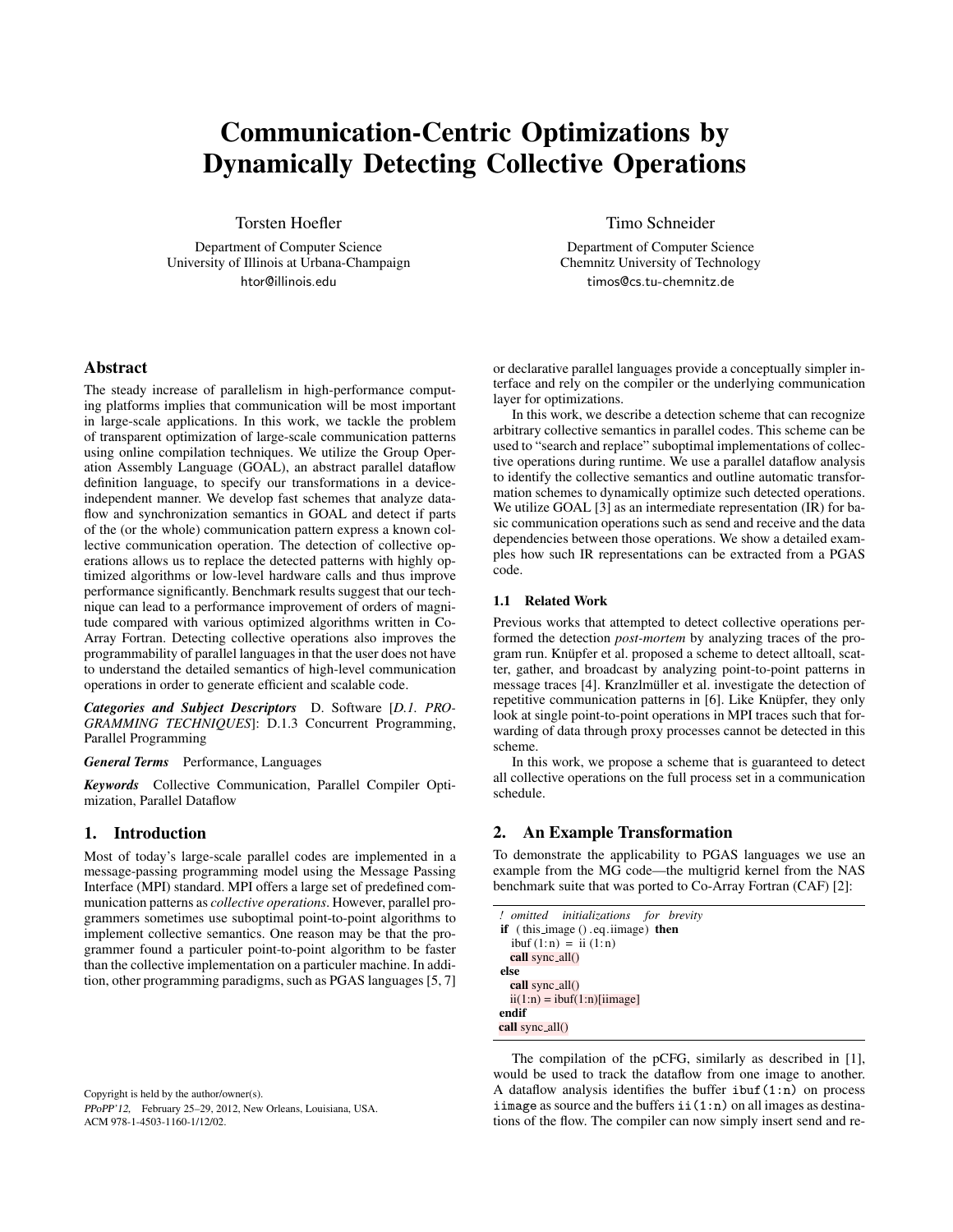# Communication-Centric Optimizations by Dynamically Detecting Collective Operations

Torsten Hoefler
Department of Computer Science
University of Illinois at Urbana-Champaign
htor@illinois.edu

Timo Schneider
Department of Computer Science
Chemnitz University of Technology
timos@cs.tu-chemnitz.de

## Abstract

The steady increase of parallelism in high-performance computing platforms implies that communication will be most important in large-scale applications. In this work, we tackle the problem of transparent optimization of large-scale communication patterns using online compilation techniques. We utilize the Group Operation Assembly Language (GOAL), an abstract parallel dataflow definition language, to specify our transformations in a device-independent manner. We develop fast schemes that analyze dataflow and synchronization semantics in GOAL and detect if parts of the (or the whole) communication pattern express a known collective communication operation. The detection of collective operations allows us to replace the detected patterns with highly optimized algorithms or low-level hardware calls and thus improve performance significantly. Benchmark results suggest that our technique can lead to a performance improvement of orders of magnitude compared with various optimized algorithms written in Co-Array Fortran. Detecting collective operations also improves the programmability of parallel languages in that the user does not have to understand the detailed semantics of high-level communication operations in order to generate efficient and scalable code.

***Categories and Subject Descriptors*** D. Software [*D.1. PROGRAMMING TECHNIQUES*]: D.1.3 Concurrent Programming, Parallel Programming

***General Terms*** Performance, Languages

***Keywords*** Collective Communication, Parallel Compiler Optimization, Parallel Dataflow

## 1. Introduction

Most of today's large-scale parallel codes are implemented in a message-passing programming model using the Message Passing Interface (MPI) standard. MPI offers a large set of predefined communication patterns as *collective operations*. However, parallel programmers sometimes use suboptimal point-to-point algorithms to implement collective semantics. One reason may be that the programmer found a particuler point-to-point algorithm to be faster than the collective implementation on a particuler machine. In addition, other programming paradigms, such as PGAS languages [5, 7] or declarative parallel languages provide a conceptually simpler interface and rely on the compiler or the underlying communication layer for optimizations.

In this work, we describe a detection scheme that can recognize arbitrary collective semantics in parallel codes. This scheme can be used to "search and replace" suboptimal implementations of collective operations during runtime. We use a parallel dataflow analysis to identify the collective semantics and outline automatic transformation schemes to dynamically optimize such detected operations. We utilize GOAL [3] as an intermediate representation (IR) for basic communication operations such as send and receive and the data dependencies between those operations. We show a detailed examples how such IR representations can be extracted from a PGAS code.

### 1.1 Related Work

Previous works that attempted to detect collective operations performed the detection *post-mortem* by analyzing traces of the program run. Knüpfer et al. proposed a scheme to detect alltoall, scatter, gather, and broadcast by analyzing point-to-point patterns in message traces [4]. Kranzlmüller et al. investigate the detection of repetitive communication patterns in [6]. Like Knüpfer, they only look at single point-to-point operations in MPI traces such that forwarding of data through proxy processes cannot be detected in this scheme.

In this work, we propose a scheme that is guaranteed to detect all collective operations on the full process set in a communication schedule.

## 2. An Example Transformation

To demonstrate the applicability to PGAS languages we use an example from the MG code—the multigrid kernel from the NAS benchmark suite that was ported to Co-Array Fortran (CAF) [2]:

```
! omitted initializations for brevity
if ( this_image () .eq.iimage) then
  ibuf (1:n) = ii (1:n)
  call sync_all()
else
  call sync_all()
  ii(1:n) = ibuf(1:n)[iimage]
endif
call sync_all()
```

The compilation of the pCFG, similarly as described in [1], would be used to track the dataflow from one image to another. A dataflow analysis identifies the buffer `ibuf(1:n)` on process `iimage` as source and the buffers `ii(1:n)` on all images as destinations of the flow. The compiler can now simply insert send and re-

Copyright is held by the author/owner(s).
*PPoPP'12,* February 25–29, 2012, New Orleans, Louisiana, USA.
ACM 978-1-4503-1160-1/12/02.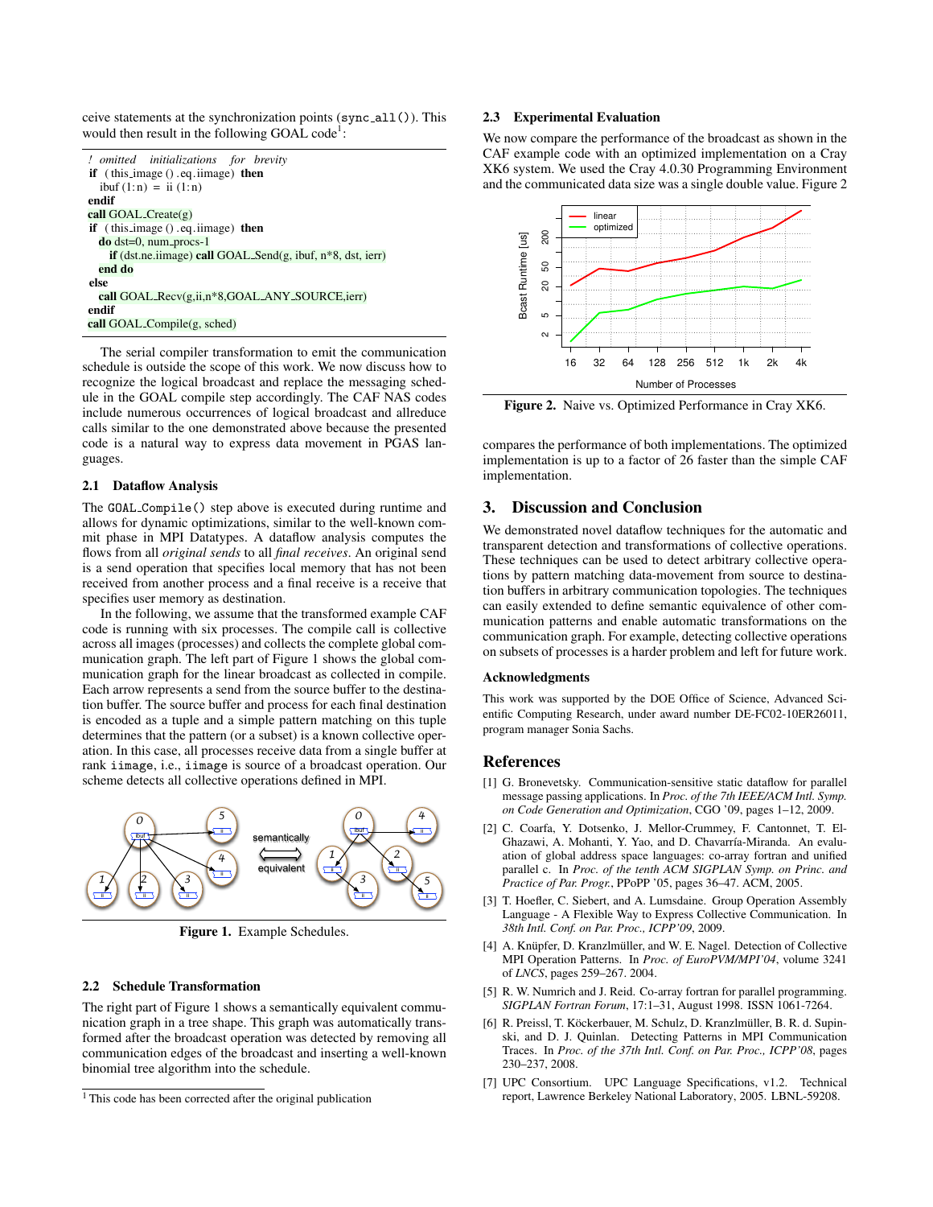ceive statements at the synchronization points (`sync_all()`). This would then result in the following GOAL code[1]:

```
! omitted initializations for brevity
if (this_image().eq.iimage) then
  ibuf(1:n) = ii(1:n)
endif
call GOAL_Create(g)
if (this_image().eq.iimage) then
  do dst=0, num_procs-1
    if (dst.ne.iimage) call GOAL_Send(g, ibuf, n*8, dst, ierr)
  end do
else
  call GOAL_Recv(g,ii,n*8,GOAL_ANY_SOURCE,ierr)
endif
call GOAL_Compile(g, sched)
```

The serial compiler transformation to emit the communication schedule is outside the scope of this work. We now discuss how to recognize the logical broadcast and replace the messaging schedule in the GOAL compile step accordingly. The CAF NAS codes include numerous occurrences of logical broadcast and allreduce calls similar to the one demonstrated above because the presented code is a natural way to express data movement in PGAS languages.

### 2.1 Dataflow Analysis

The `GOAL_Compile()` step above is executed during runtime and allows for dynamic optimizations, similar to the well-known commit phase in MPI Datatypes. A dataflow analysis computes the flows from all *original sends* to all *final receives*. An original send is a send operation that specifies local memory that has not been received from another process and a final receive is a receive that specifies user memory as destination.

In the following, we assume that the transformed example CAF code is running with six processes. The compile call is collective across all images (processes) and collects the complete global communication graph. The left part of Figure 1 shows the global communication graph for the linear broadcast as collected in compile. Each arrow represents a send from the source buffer to the destination buffer. The source buffer and process for each final destination is encoded as a tuple and a simple pattern matching on this tuple determines that the pattern (or a subset) is a known collective operation. In this case, all processes receive data from a single buffer at rank `iimage`, i.e., `iimage` is source of a broadcast operation. Our scheme detects all collective operations defined in MPI.

semantically
equivalent

Figure 1. Example Schedules.

### 2.2 Schedule Transformation

The right part of Figure 1 shows a semantically equivalent communication graph in a tree shape. This graph was automatically transformed after the broadcast operation was detected by removing all communication edges of the broadcast and inserting a well-known binomial tree algorithm into the schedule.

[1] This code has been corrected after the original publication

### 2.3 Experimental Evaluation

We now compare the performance of the broadcast as shown in the CAF example code with an optimized implementation on a Cray XK6 system. We used the Cray 4.0.30 Programming Environment and the communicated data size was a single double value. Figure 2 compares the performance of both implementations. The optimized implementation is up to a factor of 26 faster than the simple CAF implementation.

linear
optimized
Bcast Runtime [us]
2 5 20 50 200
16 32 64 128 256 512 1k 2k 4k
Number of Processes

Figure 2. Naive vs. Optimized Performance in Cray XK6.

## 3. Discussion and Conclusion

We demonstrated novel dataflow techniques for the automatic and transparent detection and transformations of collective operations. These techniques can be used to detect arbitrary collective operations by pattern matching data-movement from source to destination buffers in arbitrary communication topologies. The techniques can easily extended to define semantic equivalence of other communication patterns and enable automatic transformations on the communication graph. For example, detecting collective operations on subsets of processes is a harder problem and left for future work.

### Acknowledgments

This work was supported by the DOE Office of Science, Advanced Scientific Computing Research, under award number DE-FC02-10ER26011, program manager Sonia Sachs.

## References

[1] G. Bronevetsky. Communication-sensitive static dataflow for parallel message passing applications. In *Proc. of the 7th IEEE/ACM Intl. Symp. on Code Generation and Optimization*, CGO '09, pages 1–12, 2009.

[2] C. Coarfa, Y. Dotsenko, J. Mellor-Crummey, F. Cantonnet, T. El-Ghazawi, A. Mohanti, Y. Yao, and D. Chavarría-Miranda. An evaluation of global address space languages: co-array fortran and unified parallel c. In *Proc. of the tenth ACM SIGPLAN Symp. on Princ. and Practice of Par. Progr.*, PPoPP '05, pages 36–47. ACM, 2005.

[3] T. Hoefler, C. Siebert, and A. Lumsdaine. Group Operation Assembly Language - A Flexible Way to Express Collective Communication. In *38th Intl. Conf. on Par. Proc., ICPP'09*, 2009.

[4] A. Knüpfer, D. Kranzlmüller, and W. E. Nagel. Detection of Collective MPI Operation Patterns. In *Proc. of EuroPVM/MPI'04*, volume 3241 of *LNCS*, pages 259–267. 2004.

[5] R. W. Numrich and J. Reid. Co-array fortran for parallel programming. *SIGPLAN Fortran Forum*, 17:1–31, August 1998. ISSN 1061-7264.

[6] R. Preissl, T. Köckerbauer, M. Schulz, D. Kranzlmüller, B. R. d. Supinski, and D. J. Quinlan. Detecting Patterns in MPI Communication Traces. In *Proc. of the 37th Intl. Conf. on Par. Proc., ICPP'08*, pages 230–237, 2008.

[7] UPC Consortium. UPC Language Specifications, v1.2. Technical report, Lawrence Berkeley National Laboratory, 2005. LBNL-59208.